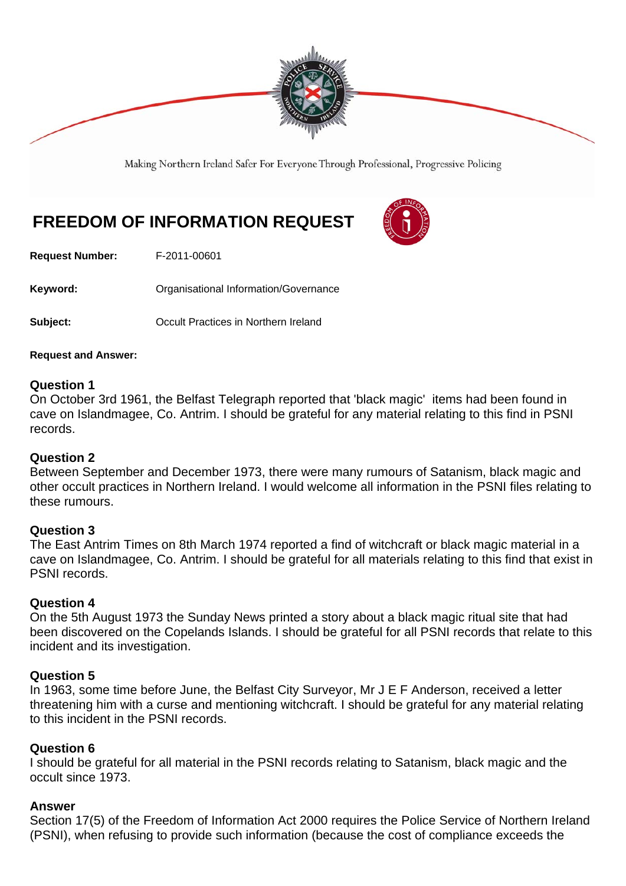Making Northern Ireland Safer For Everyone Through Professional, Progressive Policing

# FREEDOM OF INFORMATION REQUEST

**Request Number:** F-2011-00601

**Keyword:** Organisational Information/Governance

**Subject:** Occult Practices in Northern Ireland

**Request and Answer:**

### Question 1
On October 3rd 1961, the Belfast Telegraph reported that 'black magic' items had been found in cave on Islandmagee, Co. Antrim. I should be grateful for any material relating to this find in PSNI records.

### Question 2
Between September and December 1973, there were many rumours of Satanism, black magic and other occult practices in Northern Ireland. I would welcome all information in the PSNI files relating to these rumours.

### Question 3
The East Antrim Times on 8th March 1974 reported a find of witchcraft or black magic material in a cave on Islandmagee, Co. Antrim. I should be grateful for all materials relating to this find that exist in PSNI records.

### Question 4
On the 5th August 1973 the Sunday News printed a story about a black magic ritual site that had been discovered on the Copelands Islands. I should be grateful for all PSNI records that relate to this incident and its investigation.

### Question 5
In 1963, some time before June, the Belfast City Surveyor, Mr J E F Anderson, received a letter threatening him with a curse and mentioning witchcraft. I should be grateful for any material relating to this incident in the PSNI records.

### Question 6
I should be grateful for all material in the PSNI records relating to Satanism, black magic and the occult since 1973.

### Answer
Section 17(5) of the Freedom of Information Act 2000 requires the Police Service of Northern Ireland (PSNI), when refusing to provide such information (because the cost of compliance exceeds the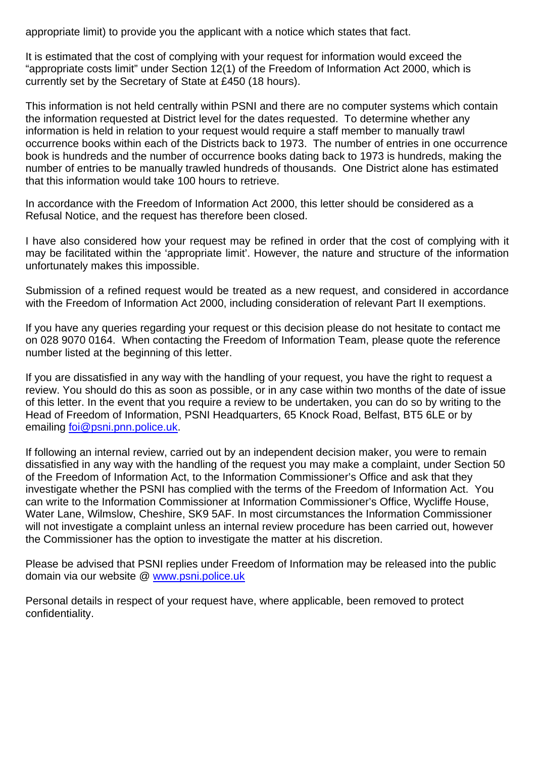appropriate limit) to provide you the applicant with a notice which states that fact.

It is estimated that the cost of complying with your request for information would exceed the "appropriate costs limit" under Section 12(1) of the Freedom of Information Act 2000, which is currently set by the Secretary of State at £450 (18 hours).

This information is not held centrally within PSNI and there are no computer systems which contain the information requested at District level for the dates requested. To determine whether any information is held in relation to your request would require a staff member to manually trawl occurrence books within each of the Districts back to 1973. The number of entries in one occurrence book is hundreds and the number of occurrence books dating back to 1973 is hundreds, making the number of entries to be manually trawled hundreds of thousands. One District alone has estimated that this information would take 100 hours to retrieve.

In accordance with the Freedom of Information Act 2000, this letter should be considered as a Refusal Notice, and the request has therefore been closed.

I have also considered how your request may be refined in order that the cost of complying with it may be facilitated within the 'appropriate limit'. However, the nature and structure of the information unfortunately makes this impossible.

Submission of a refined request would be treated as a new request, and considered in accordance with the Freedom of Information Act 2000, including consideration of relevant Part II exemptions.

If you have any queries regarding your request or this decision please do not hesitate to contact me on 028 9070 0164. When contacting the Freedom of Information Team, please quote the reference number listed at the beginning of this letter.

If you are dissatisfied in any way with the handling of your request, you have the right to request a review. You should do this as soon as possible, or in any case within two months of the date of issue of this letter. In the event that you require a review to be undertaken, you can do so by writing to the Head of Freedom of Information, PSNI Headquarters, 65 Knock Road, Belfast, BT5 6LE or by emailing foi@psni.pnn.police.uk.

If following an internal review, carried out by an independent decision maker, you were to remain dissatisfied in any way with the handling of the request you may make a complaint, under Section 50 of the Freedom of Information Act, to the Information Commissioner's Office and ask that they investigate whether the PSNI has complied with the terms of the Freedom of Information Act. You can write to the Information Commissioner at Information Commissioner's Office, Wycliffe House, Water Lane, Wilmslow, Cheshire, SK9 5AF. In most circumstances the Information Commissioner will not investigate a complaint unless an internal review procedure has been carried out, however the Commissioner has the option to investigate the matter at his discretion.

Please be advised that PSNI replies under Freedom of Information may be released into the public domain via our website @ www.psni.police.uk

Personal details in respect of your request have, where applicable, been removed to protect confidentiality.